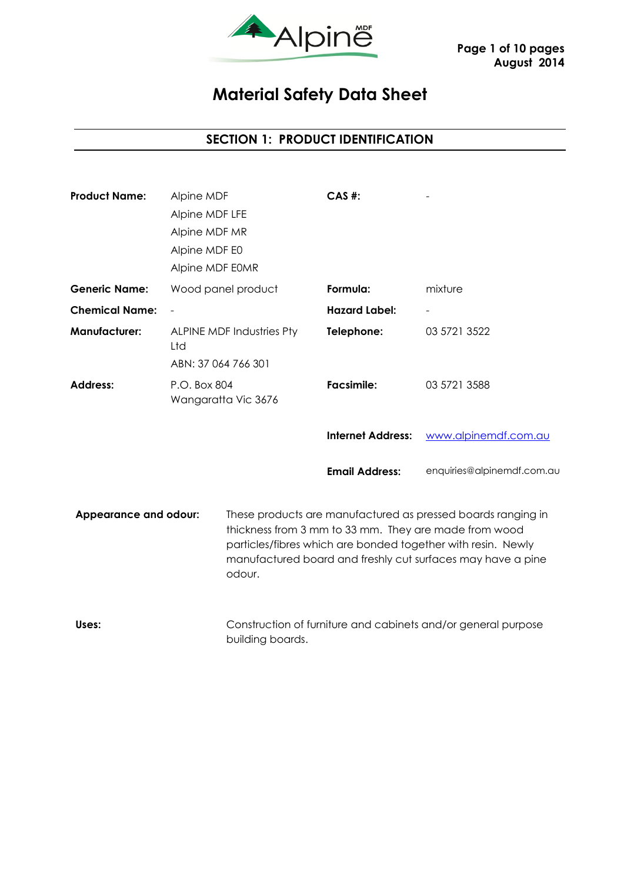# Material Safety Data Sheet

## SECTION 1: PRODUCT IDENTIFICATION

| | | | |
|---|---|---|---|
| **Product Name:** | Alpine MDF<br>Alpine MDF LFE<br>Alpine MDF MR<br>Alpine MDF E0<br>Alpine MDF E0MR | **CAS #:** | - |
| **Generic Name:** | Wood panel product | **Formula:** | mixture |
| **Chemical Name:** | - | **Hazard Label:** | - |
| **Manufacturer:** | ALPINE MDF Industries Pty Ltd<br>ABN: 37 064 766 301 | **Telephone:** | 03 5721 3522 |
| **Address:** | P.O. Box 804<br>Wangaratta Vic 3676 | **Facsimile:** | 03 5721 3588 |
| | | **Internet Address:** | www.alpinemdf.com.au |
| | | **Email Address:** | enquiries@alpinemdf.com.au |

**Appearance and odour:** These products are manufactured as pressed boards ranging in thickness from 3 mm to 33 mm. They are made from wood particles/fibres which are bonded together with resin. Newly manufactured board and freshly cut surfaces may have a pine odour.

**Uses:** Construction of furniture and cabinets and/or general purpose building boards.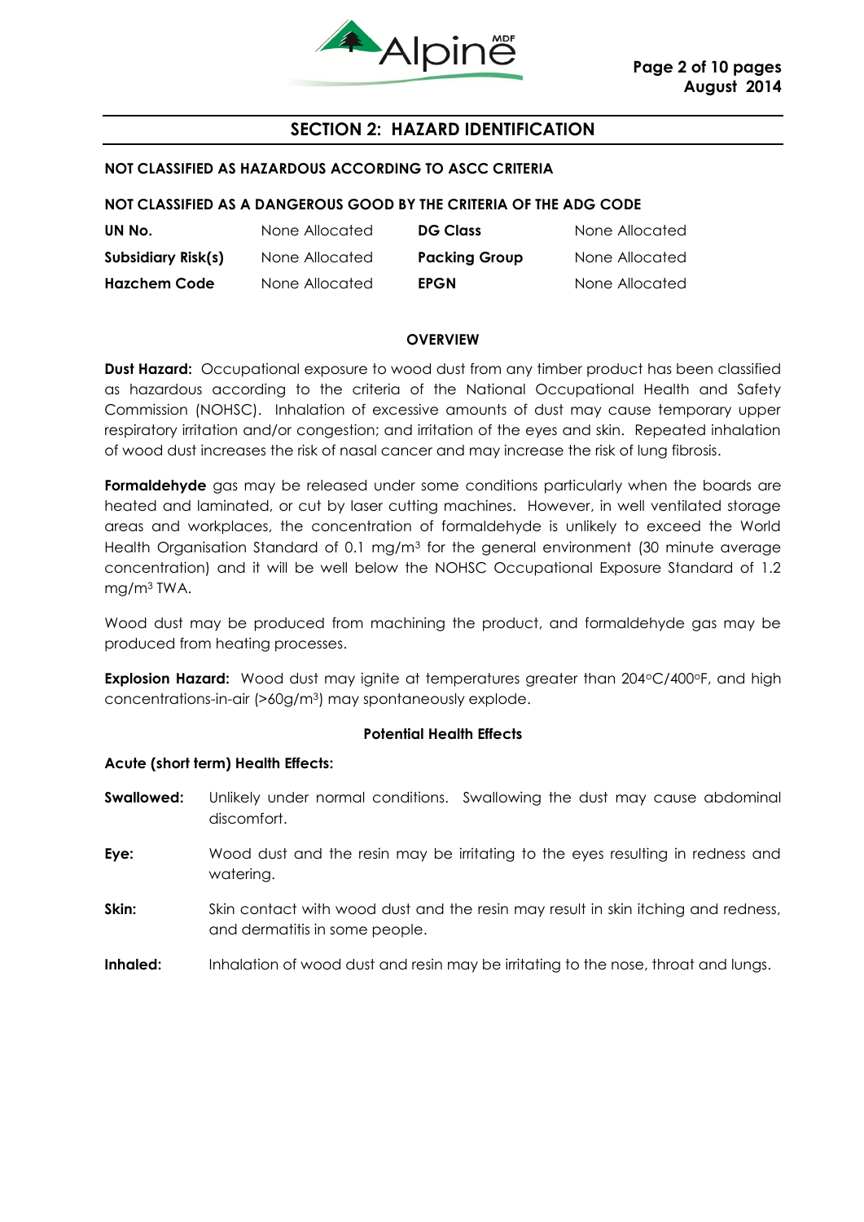## SECTION 2: HAZARD IDENTIFICATION

**NOT CLASSIFIED AS HAZARDOUS ACCORDING TO ASCC CRITERIA**

**NOT CLASSIFIED AS A DANGEROUS GOOD BY THE CRITERIA OF THE ADG CODE**

| | | | |
|---|---|---|---|
| **UN No.** | None Allocated | **DG Class** | None Allocated |
| **Subsidiary Risk(s)** | None Allocated | **Packing Group** | None Allocated |
| **Hazchem Code** | None Allocated | **EPGN** | None Allocated |

### OVERVIEW

**Dust Hazard:** Occupational exposure to wood dust from any timber product has been classified as hazardous according to the criteria of the National Occupational Health and Safety Commission (NOHSC). Inhalation of excessive amounts of dust may cause temporary upper respiratory irritation and/or congestion; and irritation of the eyes and skin. Repeated inhalation of wood dust increases the risk of nasal cancer and may increase the risk of lung fibrosis.

**Formaldehyde** gas may be released under some conditions particularly when the boards are heated and laminated, or cut by laser cutting machines. However, in well ventilated storage areas and workplaces, the concentration of formaldehyde is unlikely to exceed the World Health Organisation Standard of 0.1 mg/m$^3$ for the general environment (30 minute average concentration) and it will be well below the NOHSC Occupational Exposure Standard of 1.2 mg/m$^3$ TWA.

Wood dust may be produced from machining the product, and formaldehyde gas may be produced from heating processes.

**Explosion Hazard:** Wood dust may ignite at temperatures greater than 204°C/400°F, and high concentrations-in-air (>60g/m$^3$) may spontaneously explode.

### Potential Health Effects

**Acute (short term) Health Effects:**

**Swallowed:** Unlikely under normal conditions. Swallowing the dust may cause abdominal discomfort.

**Eye:** Wood dust and the resin may be irritating to the eyes resulting in redness and watering.

**Skin:** Skin contact with wood dust and the resin may result in skin itching and redness, and dermatitis in some people.

**Inhaled:** Inhalation of wood dust and resin may be irritating to the nose, throat and lungs.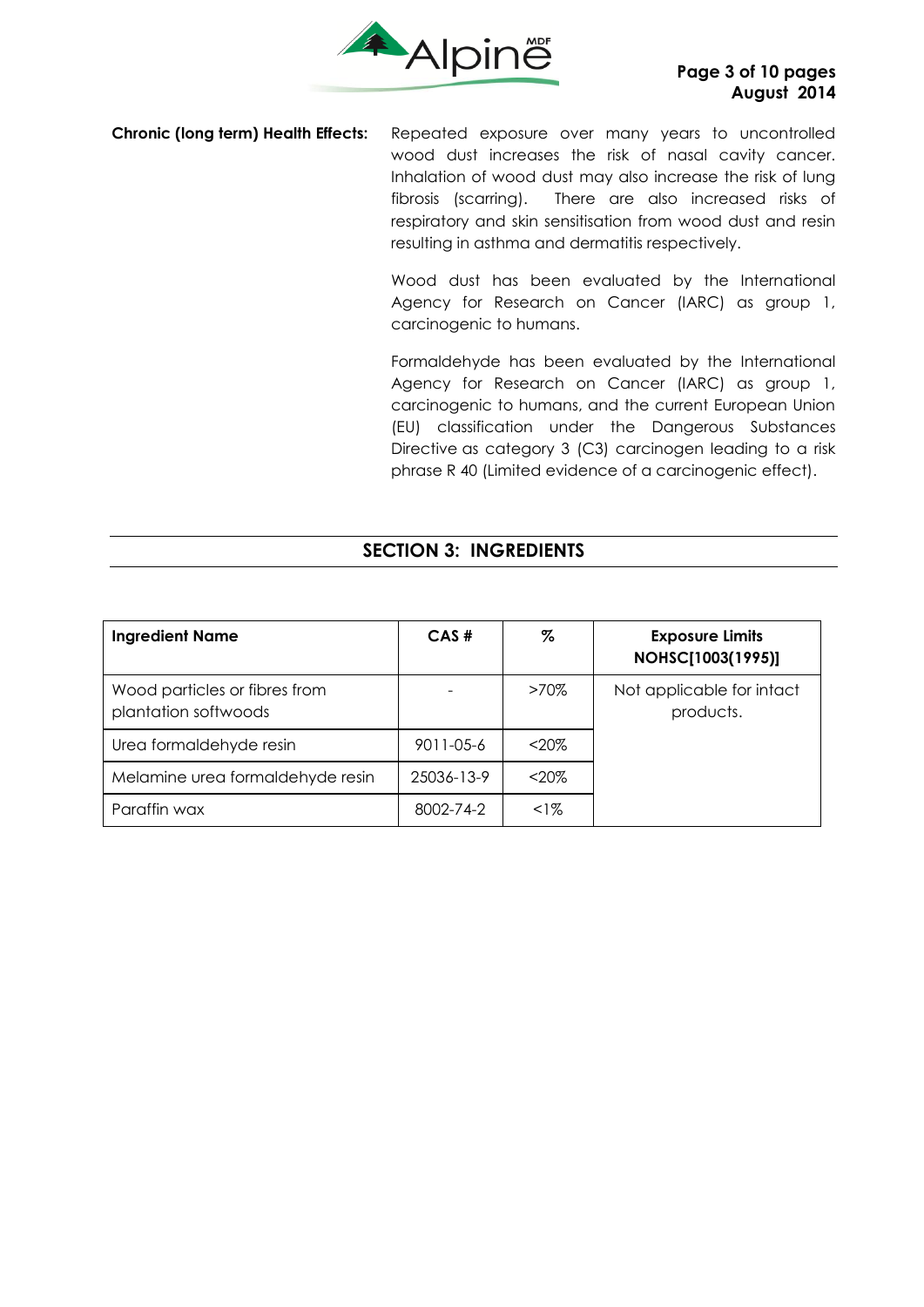**Chronic (long term) Health Effects:** Repeated exposure over many years to uncontrolled wood dust increases the risk of nasal cavity cancer. Inhalation of wood dust may also increase the risk of lung fibrosis (scarring). There are also increased risks of respiratory and skin sensitisation from wood dust and resin resulting in asthma and dermatitis respectively.

Wood dust has been evaluated by the International Agency for Research on Cancer (IARC) as group 1, carcinogenic to humans.

Formaldehyde has been evaluated by the International Agency for Research on Cancer (IARC) as group 1, carcinogenic to humans, and the current European Union (EU) classification under the Dangerous Substances Directive as category 3 (C3) carcinogen leading to a risk phrase R 40 (Limited evidence of a carcinogenic effect).

## SECTION 3: INGREDIENTS

| Ingredient Name | CAS # | % | Exposure Limits NOHSC[1003(1995)] |
|---|---|---|---|
| Wood particles or fibres from plantation softwoods | - | >70% | Not applicable for intact products. |
| Urea formaldehyde resin | 9011-05-6 | <20% | |
| Melamine urea formaldehyde resin | 25036-13-9 | <20% | |
| Paraffin wax | 8002-74-2 | <1% | |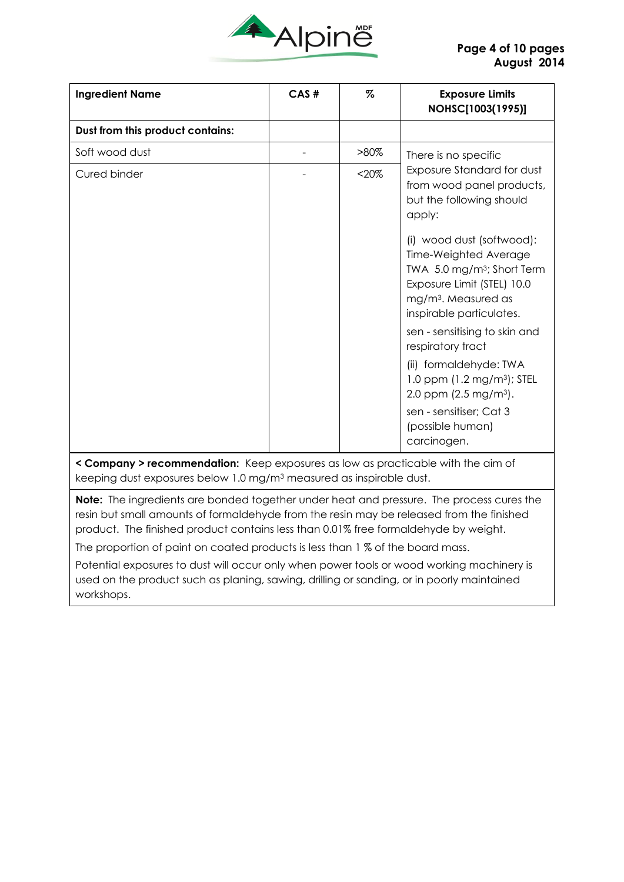| Ingredient Name | CAS # | % | Exposure Limits NOHSC[1003(1995)] |
|---|---|---|---|
| **Dust from this product contains:** | | | |
| Soft wood dust | - | >80% | There is no specific Exposure Standard for dust from wood panel products, but the following should apply:<br><br>(i) wood dust (softwood): Time-Weighted Average TWA 5.0 mg/m³; Short Term Exposure Limit (STEL) 10.0 mg/m³. Measured as inspirable particulates.<br><br>sen - sensitising to skin and respiratory tract<br><br>(ii) formaldehyde: TWA 1.0 ppm (1.2 mg/m³); STEL 2.0 ppm (2.5 mg/m³).<br><br>sen - sensitiser; Cat 3 (possible human) carcinogen. |
| Cured binder | - | <20% | |

**< Company > recommendation:** Keep exposures as low as practicable with the aim of keeping dust exposures below 1.0 mg/m³ measured as inspirable dust.

**Note:** The ingredients are bonded together under heat and pressure. The process cures the resin but small amounts of formaldehyde from the resin may be released from the finished product. The finished product contains less than 0.01% free formaldehyde by weight.

The proportion of paint on coated products is less than 1 % of the board mass.

Potential exposures to dust will occur only when power tools or wood working machinery is used on the product such as planing, sawing, drilling or sanding, or in poorly maintained workshops.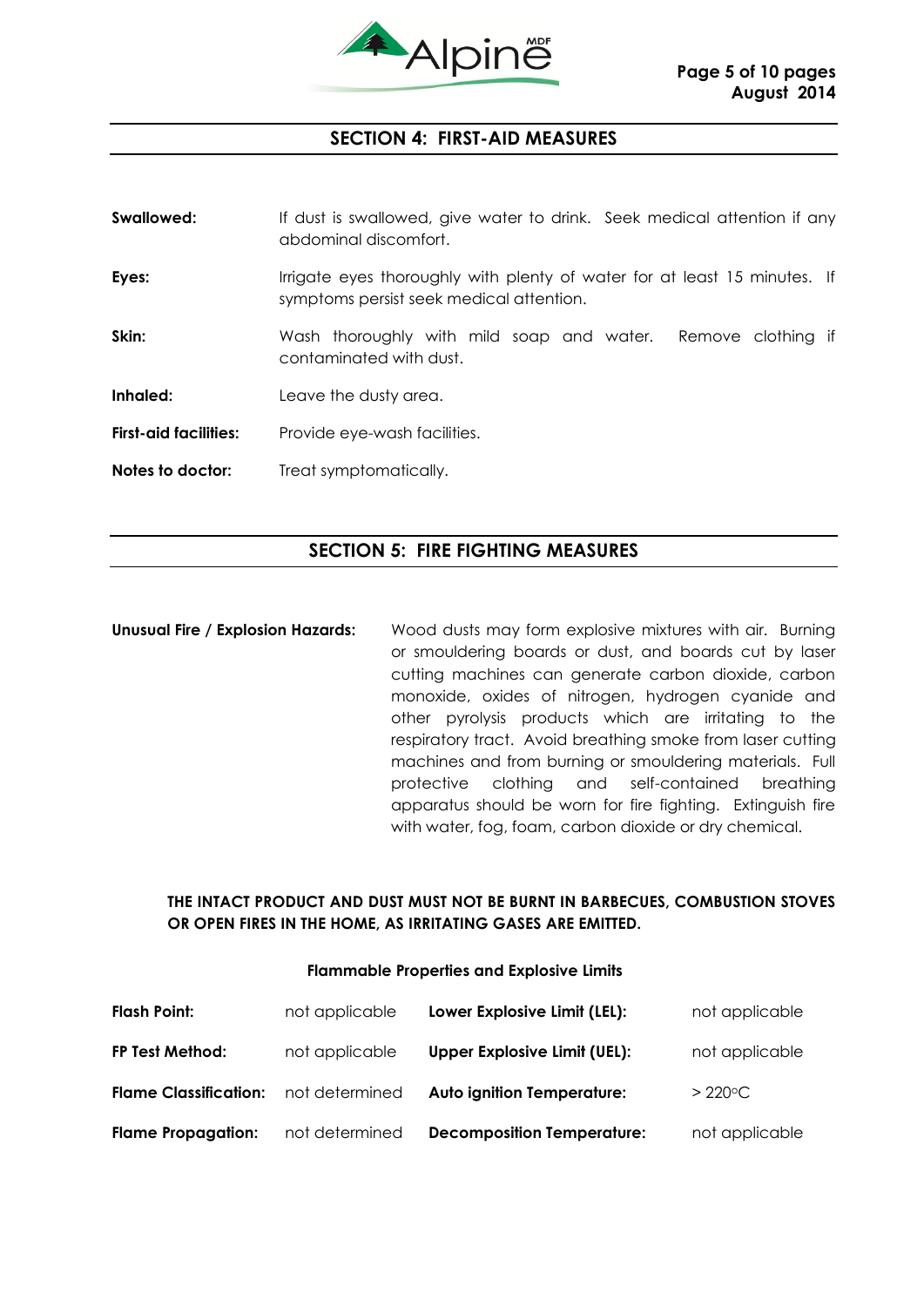## SECTION 4: FIRST-AID MEASURES

**Swallowed:** If dust is swallowed, give water to drink. Seek medical attention if any abdominal discomfort.

**Eyes:** Irrigate eyes thoroughly with plenty of water for at least 15 minutes. If symptoms persist seek medical attention.

**Skin:** Wash thoroughly with mild soap and water. Remove clothing if contaminated with dust.

**Inhaled:** Leave the dusty area.

**First-aid facilities:** Provide eye-wash facilities.

**Notes to doctor:** Treat symptomatically.

## SECTION 5: FIRE FIGHTING MEASURES

**Unusual Fire / Explosion Hazards:** Wood dusts may form explosive mixtures with air. Burning or smouldering boards or dust, and boards cut by laser cutting machines can generate carbon dioxide, carbon monoxide, oxides of nitrogen, hydrogen cyanide and other pyrolysis products which are irritating to the respiratory tract. Avoid breathing smoke from laser cutting machines and from burning or smouldering materials. Full protective clothing and self-contained breathing apparatus should be worn for fire fighting. Extinguish fire with water, fog, foam, carbon dioxide or dry chemical.

**THE INTACT PRODUCT AND DUST MUST NOT BE BURNT IN BARBECUES, COMBUSTION STOVES OR OPEN FIRES IN THE HOME, AS IRRITATING GASES ARE EMITTED.**

**Flammable Properties and Explosive Limits**

| | | | |
|---|---|---|---|
| **Flash Point:** | not applicable | **Lower Explosive Limit (LEL):** | not applicable |
| **FP Test Method:** | not applicable | **Upper Explosive Limit (UEL):** | not applicable |
| **Flame Classification:** | not determined | **Auto ignition Temperature:** | > 220°C |
| **Flame Propagation:** | not determined | **Decomposition Temperature:** | not applicable |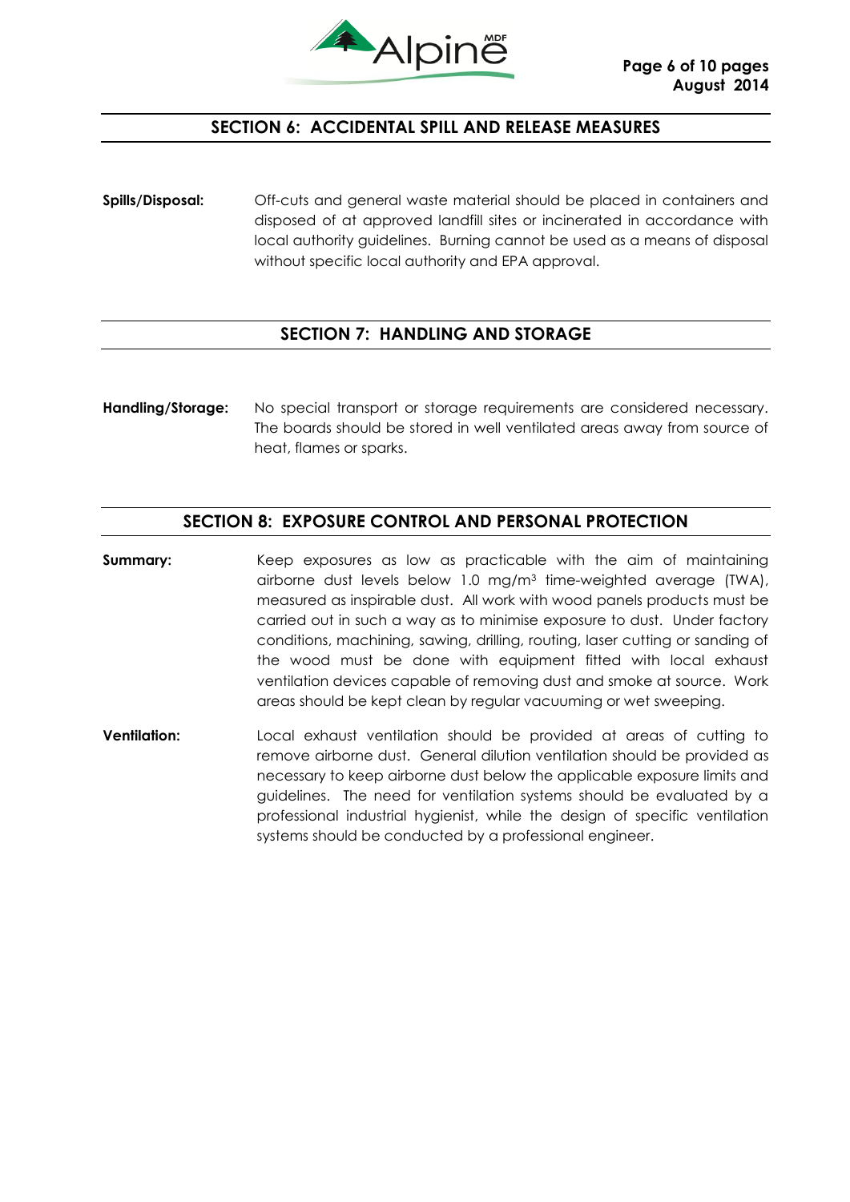## SECTION 6: ACCIDENTAL SPILL AND RELEASE MEASURES

**Spills/Disposal:** Off-cuts and general waste material should be placed in containers and disposed of at approved landfill sites or incinerated in accordance with local authority guidelines. Burning cannot be used as a means of disposal without specific local authority and EPA approval.

## SECTION 7: HANDLING AND STORAGE

**Handling/Storage:** No special transport or storage requirements are considered necessary. The boards should be stored in well ventilated areas away from source of heat, flames or sparks.

## SECTION 8: EXPOSURE CONTROL AND PERSONAL PROTECTION

**Summary:** Keep exposures as low as practicable with the aim of maintaining airborne dust levels below 1.0 $mg/m^3$ time-weighted average (TWA), measured as inspirable dust. All work with wood panels products must be carried out in such a way as to minimise exposure to dust. Under factory conditions, machining, sawing, drilling, routing, laser cutting or sanding of the wood must be done with equipment fitted with local exhaust ventilation devices capable of removing dust and smoke at source. Work areas should be kept clean by regular vacuuming or wet sweeping.

**Ventilation:** Local exhaust ventilation should be provided at areas of cutting to remove airborne dust. General dilution ventilation should be provided as necessary to keep airborne dust below the applicable exposure limits and guidelines. The need for ventilation systems should be evaluated by a professional industrial hygienist, while the design of specific ventilation systems should be conducted by a professional engineer.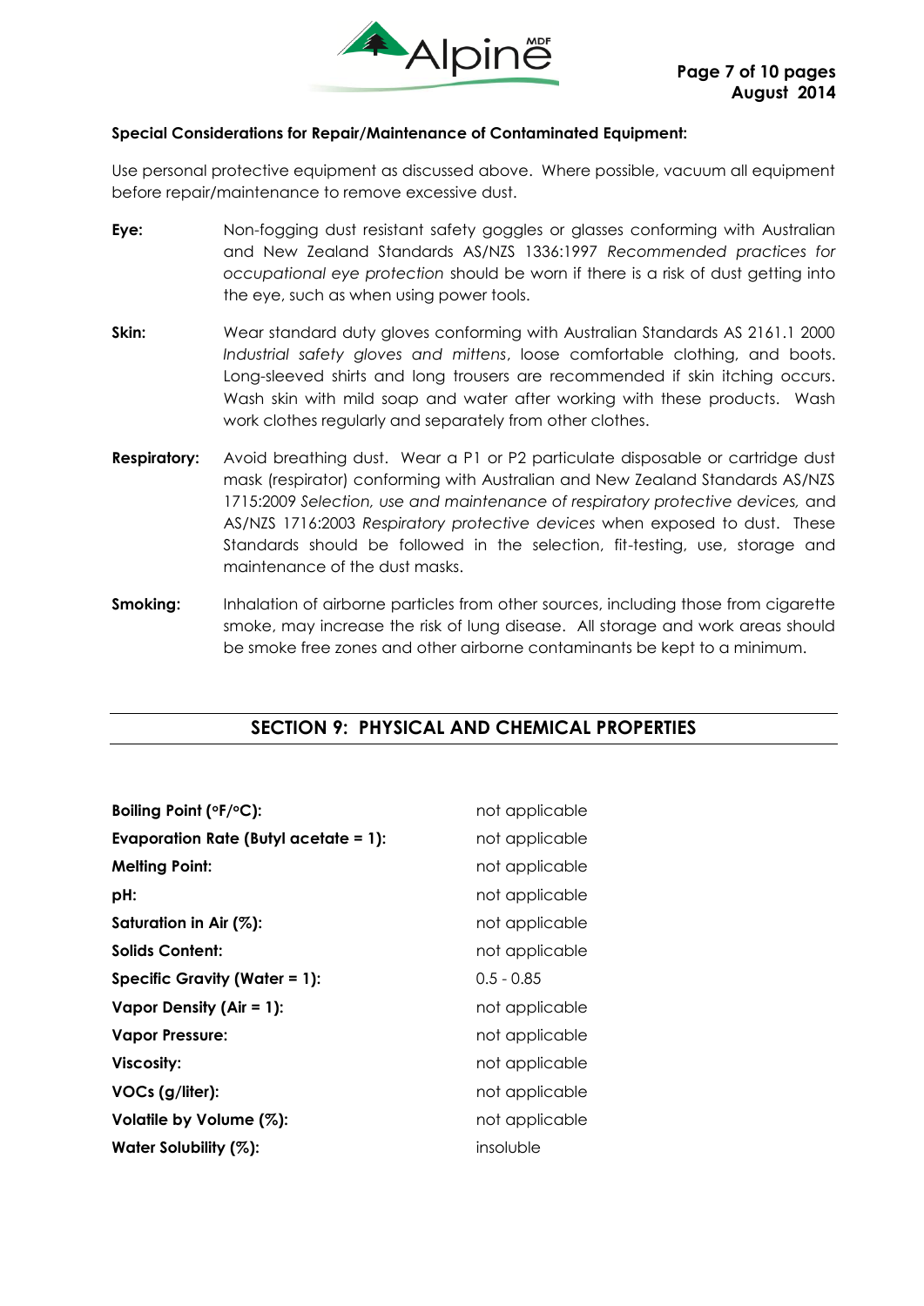**Special Considerations for Repair/Maintenance of Contaminated Equipment:**

Use personal protective equipment as discussed above. Where possible, vacuum all equipment before repair/maintenance to remove excessive dust.

**Eye:** Non-fogging dust resistant safety goggles or glasses conforming with Australian and New Zealand Standards AS/NZS 1336:1997 *Recommended practices for occupational eye protection* should be worn if there is a risk of dust getting into the eye, such as when using power tools.

**Skin:** Wear standard duty gloves conforming with Australian Standards AS 2161.1 2000 *Industrial safety gloves and mittens*, loose comfortable clothing, and boots. Long-sleeved shirts and long trousers are recommended if skin itching occurs. Wash skin with mild soap and water after working with these products. Wash work clothes regularly and separately from other clothes.

**Respiratory:** Avoid breathing dust. Wear a P1 or P2 particulate disposable or cartridge dust mask (respirator) conforming with Australian and New Zealand Standards AS/NZS 1715:2009 *Selection, use and maintenance of respiratory protective devices,* and AS/NZS 1716:2003 *Respiratory protective devices* when exposed to dust. These Standards should be followed in the selection, fit-testing, use, storage and maintenance of the dust masks.

**Smoking:** Inhalation of airborne particles from other sources, including those from cigarette smoke, may increase the risk of lung disease. All storage and work areas should be smoke free zones and other airborne contaminants be kept to a minimum.

## SECTION 9: PHYSICAL AND CHEMICAL PROPERTIES

| | |
|---|---|
| **Boiling Point (°F/°C):** | not applicable |
| **Evaporation Rate (Butyl acetate = 1):** | not applicable |
| **Melting Point:** | not applicable |
| **pH:** | not applicable |
| **Saturation in Air (%):** | not applicable |
| **Solids Content:** | not applicable |
| **Specific Gravity (Water = 1):** | 0.5 - 0.85 |
| **Vapor Density (Air = 1):** | not applicable |
| **Vapor Pressure:** | not applicable |
| **Viscosity:** | not applicable |
| **VOCs (g/liter):** | not applicable |
| **Volatile by Volume (%):** | not applicable |
| **Water Solubility (%):** | insoluble |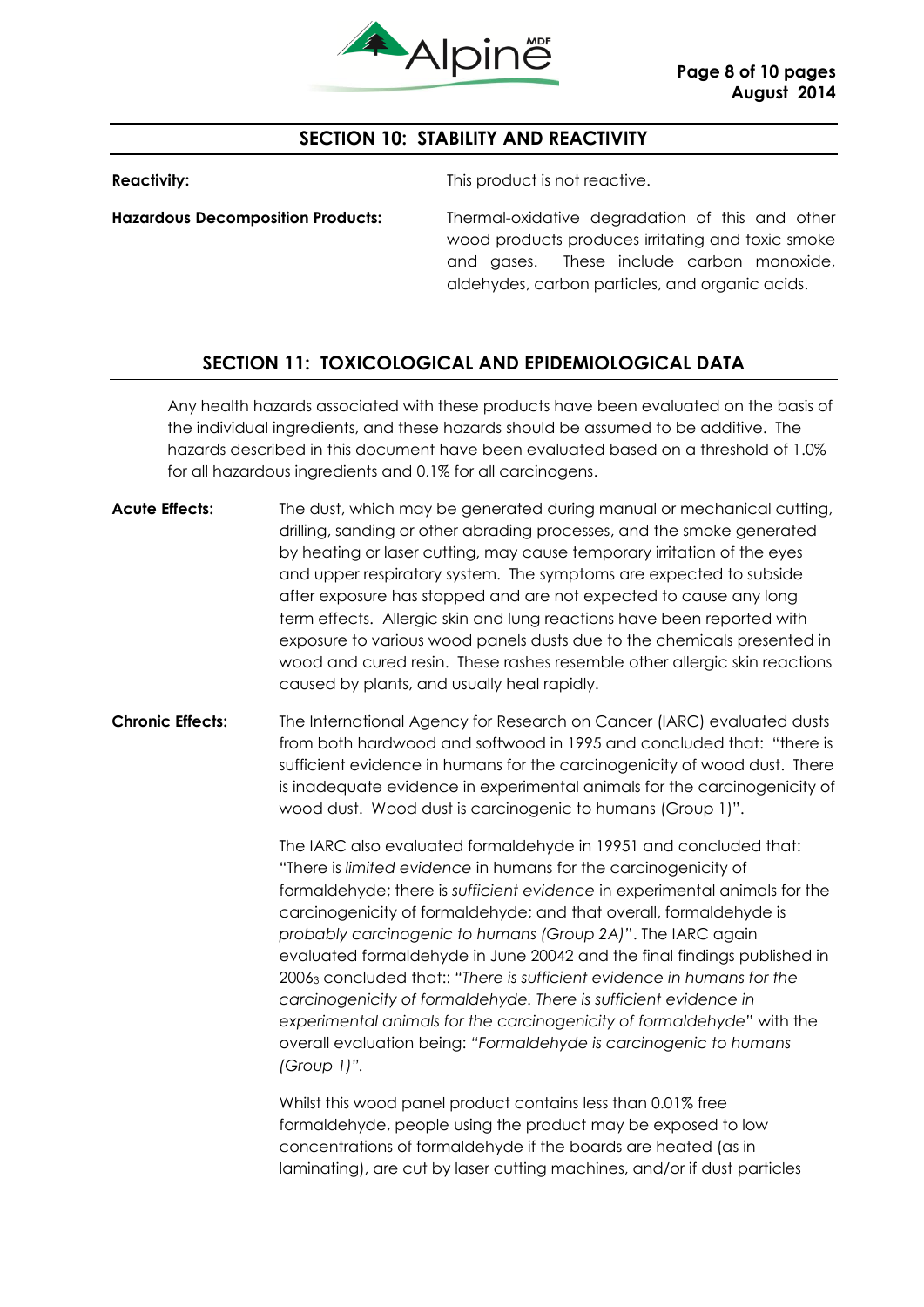## SECTION 10: STABILITY AND REACTIVITY

**Reactivity:** This product is not reactive.

**Hazardous Decomposition Products:** Thermal-oxidative degradation of this and other wood products produces irritating and toxic smoke and gases. These include carbon monoxide, aldehydes, carbon particles, and organic acids.

## SECTION 11: TOXICOLOGICAL AND EPIDEMIOLOGICAL DATA

Any health hazards associated with these products have been evaluated on the basis of the individual ingredients, and these hazards should be assumed to be additive. The hazards described in this document have been evaluated based on a threshold of 1.0% for all hazardous ingredients and 0.1% for all carcinogens.

**Acute Effects:** The dust, which may be generated during manual or mechanical cutting, drilling, sanding or other abrading processes, and the smoke generated by heating or laser cutting, may cause temporary irritation of the eyes and upper respiratory system. The symptoms are expected to subside after exposure has stopped and are not expected to cause any long term effects. Allergic skin and lung reactions have been reported with exposure to various wood panels dusts due to the chemicals presented in wood and cured resin. These rashes resemble other allergic skin reactions caused by plants, and usually heal rapidly.

**Chronic Effects:** The International Agency for Research on Cancer (IARC) evaluated dusts from both hardwood and softwood in 1995 and concluded that: "there is sufficient evidence in humans for the carcinogenicity of wood dust. There is inadequate evidence in experimental animals for the carcinogenicity of wood dust. Wood dust is carcinogenic to humans (Group 1)".

The IARC also evaluated formaldehyde in 1995[1] and concluded that: "There is *limited evidence* in humans for the carcinogenicity of formaldehyde; there is *sufficient evidence* in experimental animals for the carcinogenicity of formaldehyde; and that overall, formaldehyde is *probably carcinogenic to humans (Group 2A)"*. The IARC again evaluated formaldehyde in June 2004[2] and the final findings published in 2006[3] concluded that:: *"There is sufficient evidence in humans for the carcinogenicity of formaldehyde. There is sufficient evidence in experimental animals for the carcinogenicity of formaldehyde"* with the overall evaluation being: *"Formaldehyde is carcinogenic to humans (Group 1)"*.

Whilst this wood panel product contains less than 0.01% free formaldehyde, people using the product may be exposed to low concentrations of formaldehyde if the boards are heated (as in laminating), are cut by laser cutting machines, and/or if dust particles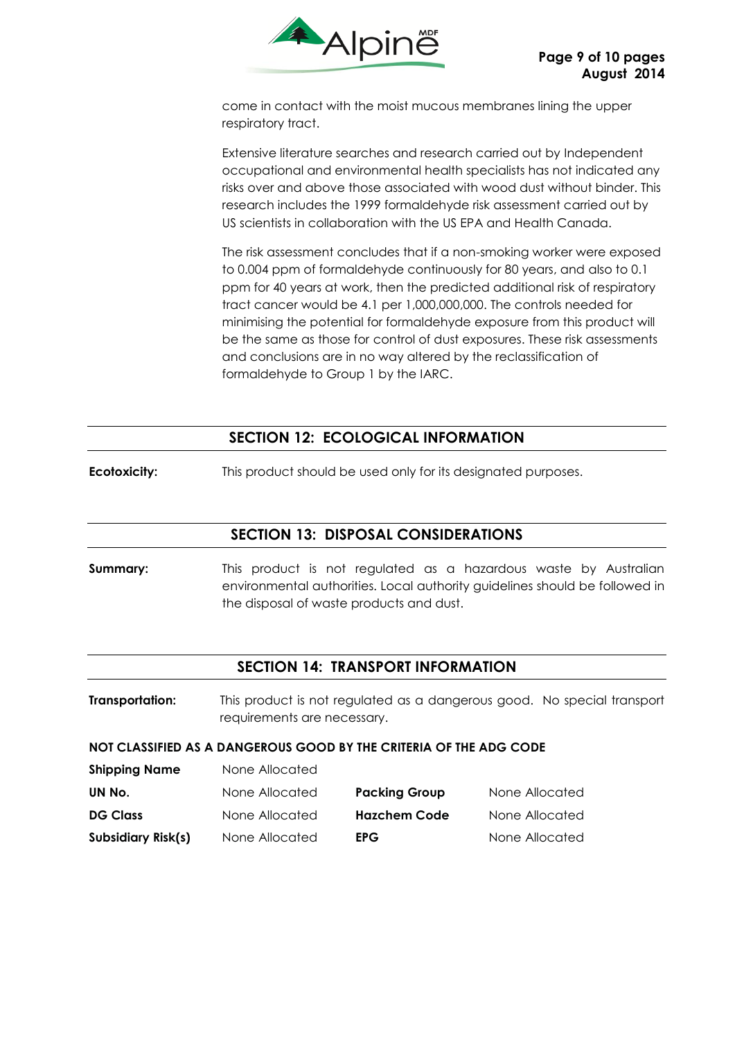come in contact with the moist mucous membranes lining the upper respiratory tract.

Extensive literature searches and research carried out by Independent occupational and environmental health specialists has not indicated any risks over and above those associated with wood dust without binder. This research includes the 1999 formaldehyde risk assessment carried out by US scientists in collaboration with the US EPA and Health Canada.

The risk assessment concludes that if a non-smoking worker were exposed to 0.004 ppm of formaldehyde continuously for 80 years, and also to 0.1 ppm for 40 years at work, then the predicted additional risk of respiratory tract cancer would be 4.1 per 1,000,000,000. The controls needed for minimising the potential for formaldehyde exposure from this product will be the same as those for control of dust exposures. These risk assessments and conclusions are in no way altered by the reclassification of formaldehyde to Group 1 by the IARC.

## SECTION 12: ECOLOGICAL INFORMATION

**Ecotoxicity:** This product should be used only for its designated purposes.

## SECTION 13: DISPOSAL CONSIDERATIONS

**Summary:** This product is not regulated as a hazardous waste by Australian environmental authorities. Local authority guidelines should be followed in the disposal of waste products and dust.

## SECTION 14: TRANSPORT INFORMATION

**Transportation:** This product is not regulated as a dangerous good. No special transport requirements are necessary.

**NOT CLASSIFIED AS A DANGEROUS GOOD BY THE CRITERIA OF THE ADG CODE**

| | | | |
|---|---|---|---|
| **Shipping Name** | None Allocated | | |
| **UN No.** | None Allocated | **Packing Group** | None Allocated |
| **DG Class** | None Allocated | **Hazchem Code** | None Allocated |
| **Subsidiary Risk(s)** | None Allocated | **EPG** | None Allocated |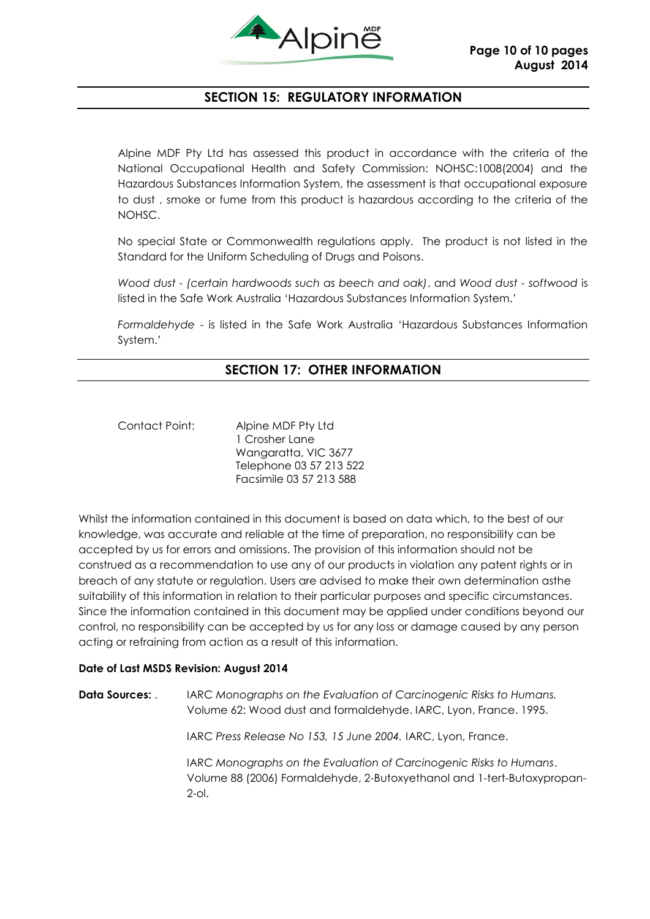## SECTION 15: REGULATORY INFORMATION

Alpine MDF Pty Ltd has assessed this product in accordance with the criteria of the National Occupational Health and Safety Commission: NOHSC:1008(2004) and the Hazardous Substances Information System, the assessment is that occupational exposure to dust , smoke or fume from this product is hazardous according to the criteria of the NOHSC.

No special State or Commonwealth regulations apply. The product is not listed in the Standard for the Uniform Scheduling of Drugs and Poisons.

*Wood dust - (certain hardwoods such as beech and oak)*, and *Wood dust - softwood* is listed in the Safe Work Australia 'Hazardous Substances Information System.'

*Formaldehyde* - is listed in the Safe Work Australia 'Hazardous Substances Information System.'

## SECTION 17: OTHER INFORMATION

Contact Point: Alpine MDF Pty Ltd
1 Crosher Lane
Wangaratta, VIC 3677
Telephone 03 57 213 522
Facsimile 03 57 213 588

Whilst the information contained in this document is based on data which, to the best of our knowledge, was accurate and reliable at the time of preparation, no responsibility can be accepted by us for errors and omissions. The provision of this information should not be construed as a recommendation to use any of our products in violation any patent rights or in breach of any statute or regulation. Users are advised to make their own determination asthe suitability of this information in relation to their particular purposes and specific circumstances. Since the information contained in this document may be applied under conditions beyond our control, no responsibility can be accepted by us for any loss or damage caused by any person acting or refraining from action as a result of this information.

**Date of Last MSDS Revision: August 2014**

**Data Sources:** . IARC *Monographs on the Evaluation of Carcinogenic Risks to Humans.* Volume 62: Wood dust and formaldehyde. IARC, Lyon, France. 1995.

IARC *Press Release No 153, 15 June 2004.* IARC, Lyon, France.

IARC *Monographs on the Evaluation of Carcinogenic Risks to Humans*. Volume 88 (2006) Formaldehyde, 2-Butoxyethanol and 1-tert-Butoxypropan-2-ol.